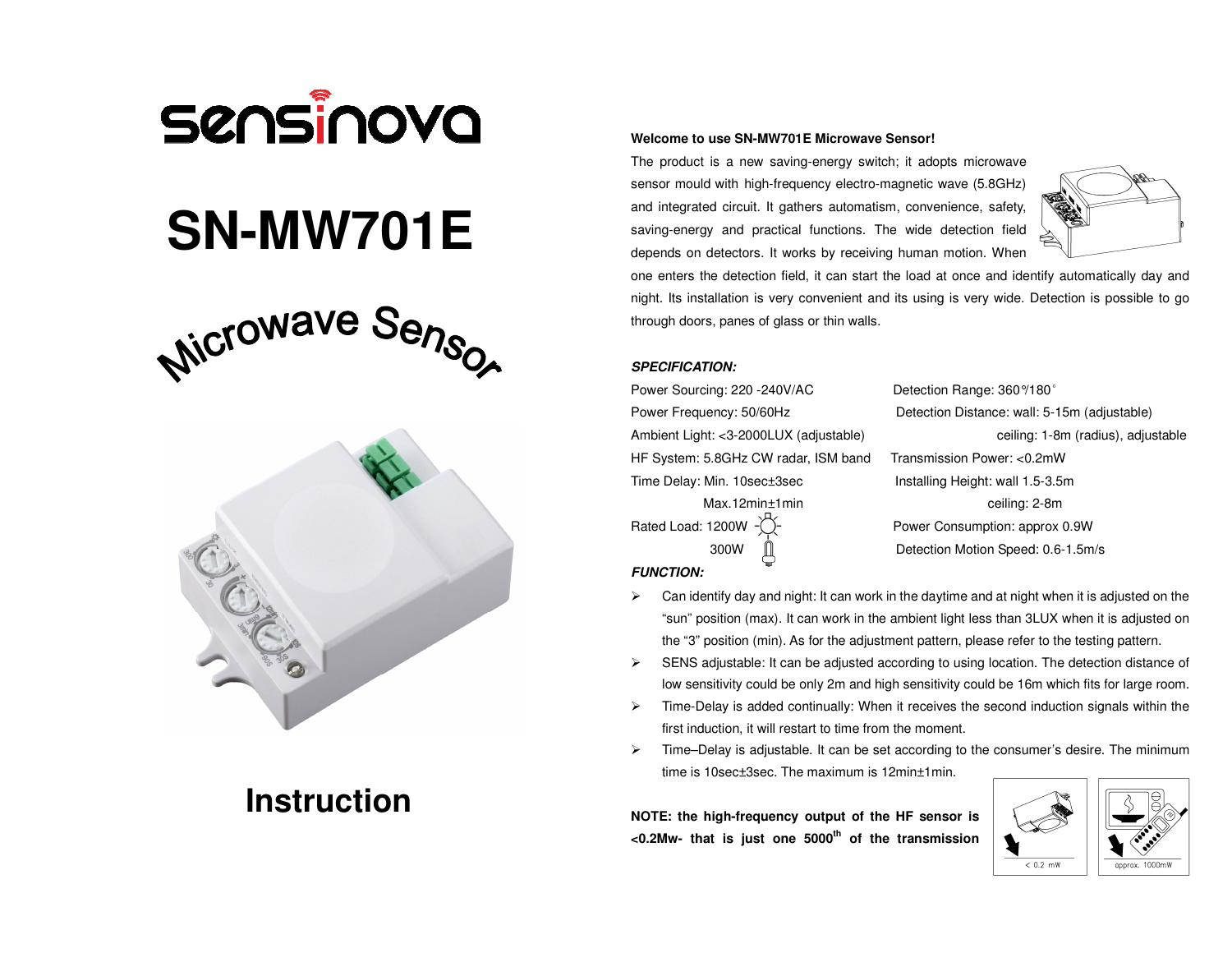sensinova

# SN-MW701E

## Microwave Sensor

## Instruction

**Welcome to use SN-MW701E Microwave Sensor!**

The product is a new saving-energy switch; it adopts microwave sensor mould with high-frequency electro-magnetic wave (5.8GHz) and integrated circuit. It gathers automatism, convenience, safety, saving-energy and practical functions. The wide detection field depends on detectors. It works by receiving human motion. When one enters the detection field, it can start the load at once and identify automatically day and night. Its installation is very convenient and its using is very wide. Detection is possible to go through doors, panes of glass or thin walls.

***SPECIFICATION:***

Power Sourcing: 220 -240V/AC
Power Frequency: 50/60Hz
Ambient Light: <3-2000LUX (adjustable)
HF System: 5.8GHz CW radar, ISM band
Time Delay: Min. 10sec±3sec
Max.12min±1min
Rated Load: 1200W
300W

Detection Range: 360°/180°
Detection Distance: wall: 5-15m (adjustable)
ceiling: 1-8m (radius), adjustable
Transmission Power: <0.2mW
Installing Height: wall 1.5-3.5m
ceiling: 2-8m
Power Consumption: approx 0.9W
Detection Motion Speed: 0.6-1.5m/s

***FUNCTION:***

- Can identify day and night: It can work in the daytime and at night when it is adjusted on the "sun" position (max). It can work in the ambient light less than 3LUX when it is adjusted on the "3" position (min). As for the adjustment pattern, please refer to the testing pattern.
- SENS adjustable: It can be adjusted according to using location. The detection distance of low sensitivity could be only 2m and high sensitivity could be 16m which fits for large room.
- Time-Delay is added continually: When it receives the second induction signals within the first induction, it will restart to time from the moment.
- Time–Delay is adjustable. It can be set according to the consumer's desire. The minimum time is 10sec±3sec. The maximum is 12min±1min.

**NOTE: the high-frequency output of the HF sensor is <0.2Mw- that is just one 5000th of the transmission**

< 0.2 mW

approx. 1000mW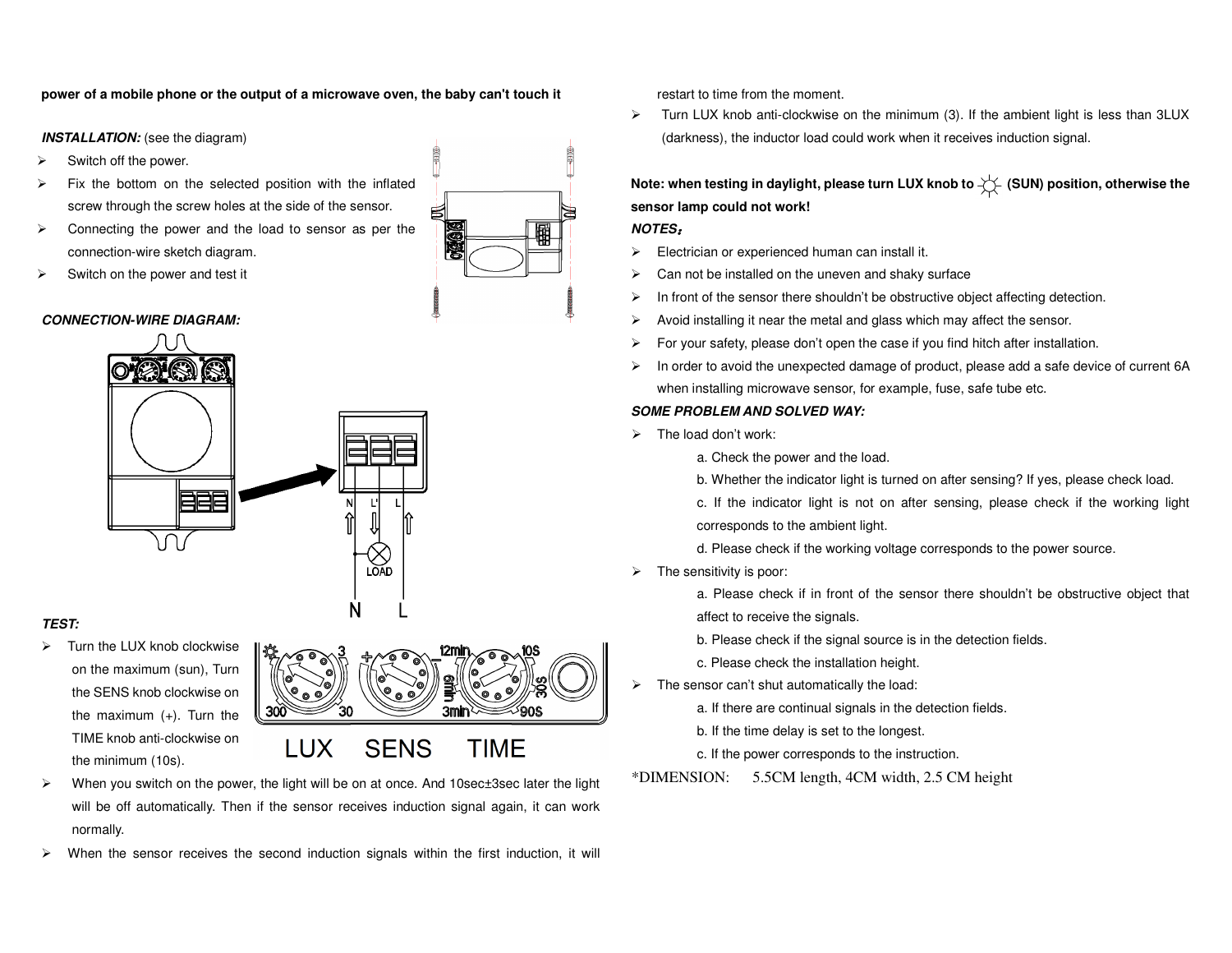**power of a mobile phone or the output of a microwave oven, the baby can't touch it**

***INSTALLATION:*** (see the diagram)

- Switch off the power.
- Fix the bottom on the selected position with the inflated screw through the screw holes at the side of the sensor.
- Connecting the power and the load to sensor as per the connection-wire sketch diagram.
- Switch on the power and test it

***CONNECTION-WIRE DIAGRAM:***

N L' L

LOAD

N L

***TEST:***

- Turn the LUX knob clockwise on the maximum (sun), Turn the SENS knob clockwise on the maximum (+). Turn the TIME knob anti-clockwise on the minimum (10s).
- When you switch on the power, the light will be on at once. And 10sec±3sec later the light will be off automatically. Then if the sensor receives induction signal again, it can work normally.
- When the sensor receives the second induction signals within the first induction, it will restart to time from the moment.
- Turn LUX knob anti-clockwise on the minimum (3). If the ambient light is less than 3LUX (darkness), the inductor load could work when it receives induction signal.

3 + 12min 10S
300 30 – 6min 3min 30S 90S
LUX SENS TIME

**Note: when testing in daylight, please turn LUX knob to ☼ (SUN) position, otherwise the sensor lamp could not work!**

***NOTES：***

- Electrician or experienced human can install it.
- Can not be installed on the uneven and shaky surface
- In front of the sensor there shouldn't be obstructive object affecting detection.
- Avoid installing it near the metal and glass which may affect the sensor.
- For your safety, please don't open the case if you find hitch after installation.
- In order to avoid the unexpected damage of product, please add a safe device of current 6A when installing microwave sensor, for example, fuse, safe tube etc.

***SOME PROBLEM AND SOLVED WAY:***

- The load don't work:
  - a. Check the power and the load.
  - b. Whether the indicator light is turned on after sensing? If yes, please check load.
  - c. If the indicator light is not on after sensing, please check if the working light corresponds to the ambient light.
  - d. Please check if the working voltage corresponds to the power source.
- The sensitivity is poor:
  - a. Please check if in front of the sensor there shouldn't be obstructive object that affect to receive the signals.
  - b. Please check if the signal source is in the detection fields.
  - c. Please check the installation height.
- The sensor can't shut automatically the load:
  - a. If there are continual signals in the detection fields.
  - b. If the time delay is set to the longest.
  - c. If the power corresponds to the instruction.

*DIMENSION: 5.5CM length, 4CM width, 2.5 CM height